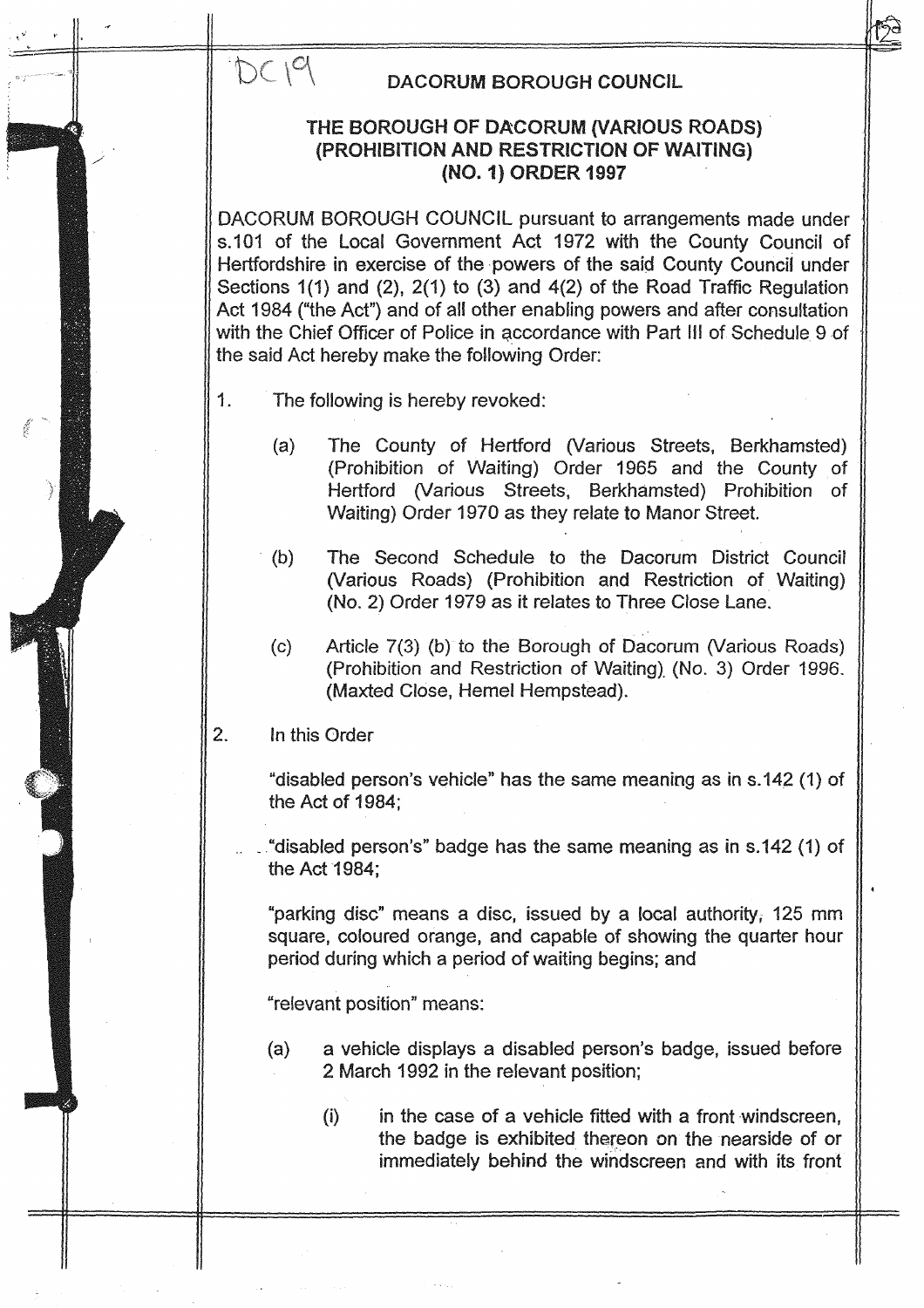DC19

# DACORUM BOROUGH COUNCIL

## THE BOROUGH OF DACORUM (VARIOUS ROADS) (PROHIBITION AND RESTRICTION OF WAITING) (NO. 1) ORDER 1997

DACORUM BOROUGH COUNCIL pursuant to arrangements made under s.101 of the Local Government Act 1972 with the County Council of Hertfordshire in exercise of the powers of the said County Council under Sections 1(1) and (2), 2(1) to (3) and 4(2) of the Road Traffic Regulation Act 1984 ("the Act") and of all other enabling powers and after consultation with the Chief Officer of Police in accordance with Part III of Schedule 9 of the said Act hereby make the following Order:

1. The following is hereby revoked:

   (a) The County of Hertford (Various Streets, Berkhamsted) (Prohibition of Waiting) Order 1965 and the County of Hertford (Various Streets, Berkhamsted) Prohibition of Waiting) Order 1970 as they relate to Manor Street.

   (b) The Second Schedule to the Dacorum District Council (Various Roads) (Prohibition and Restriction of Waiting) (No. 2) Order 1979 as it relates to Three Close Lane.

   (c) Article 7(3) (b) to the Borough of Dacorum (Various Roads) (Prohibition and Restriction of Waiting). (No. 3) Order 1996. (Maxted Close, Hemel Hempstead).

2. In this Order

   "disabled person's vehicle" has the same meaning as in s.142 (1) of the Act of 1984;

   "disabled person's" badge has the same meaning as in s.142 (1) of the Act 1984;

   "parking disc" means a disc, issued by a local authority, 125 mm square, coloured orange, and capable of showing the quarter hour period during which a period of waiting begins; and

   "relevant position" means:

   (a) a vehicle displays a disabled person's badge, issued before 2 March 1992 in the relevant position;

      (i) in the case of a vehicle fitted with a front windscreen, the badge is exhibited thereon on the nearside of or immediately behind the windscreen and with its front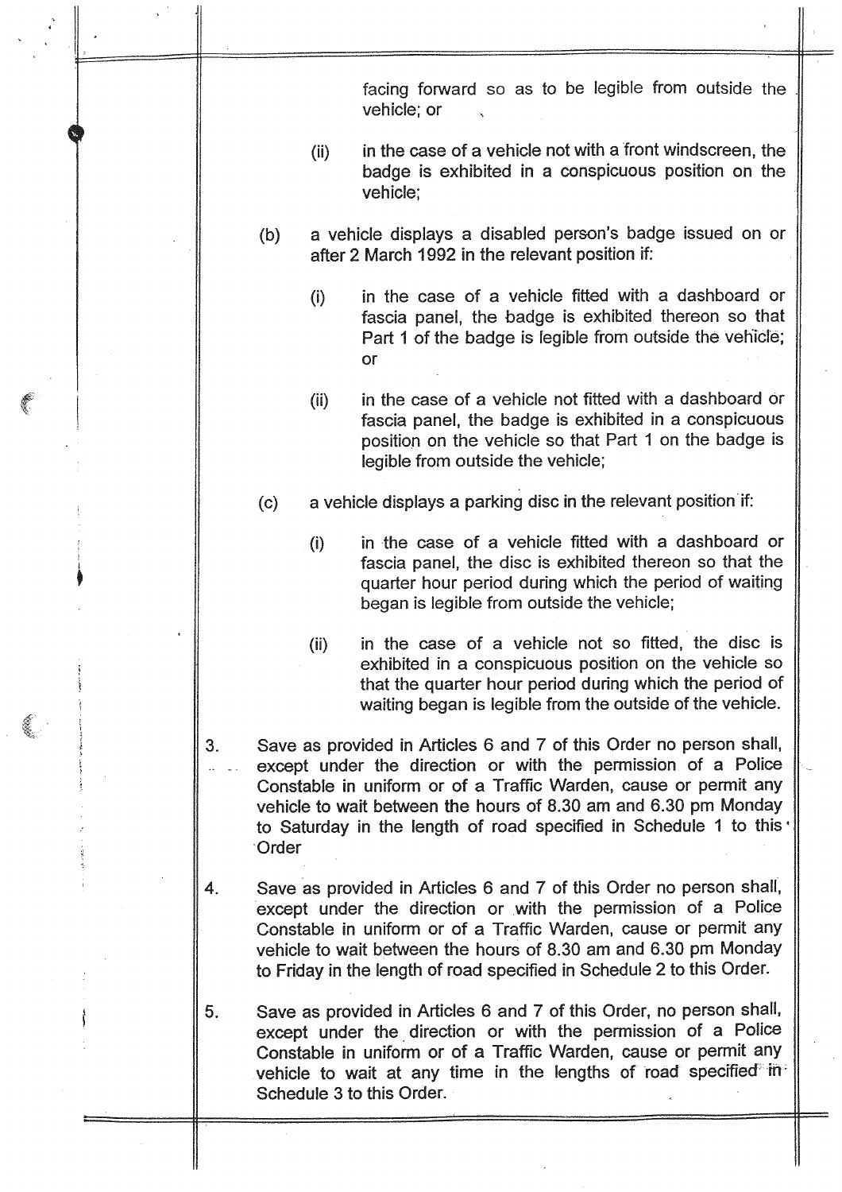facing forward so as to be legible from outside the vehicle; or

(ii) in the case of a vehicle not with a front windscreen, the badge is exhibited in a conspicuous position on the vehicle;

(b) a vehicle displays a disabled person's badge issued on or after 2 March 1992 in the relevant position if:

(i) in the case of a vehicle fitted with a dashboard or fascia panel, the badge is exhibited thereon so that Part 1 of the badge is legible from outside the vehicle; or

(ii) in the case of a vehicle not fitted with a dashboard or fascia panel, the badge is exhibited in a conspicuous position on the vehicle so that Part 1 on the badge is legible from outside the vehicle;

(c) a vehicle displays a parking disc in the relevant position if:

(i) in the case of a vehicle fitted with a dashboard or fascia panel, the disc is exhibited thereon so that the quarter hour period during which the period of waiting began is legible from outside the vehicle;

(ii) in the case of a vehicle not so fitted, the disc is exhibited in a conspicuous position on the vehicle so that the quarter hour period during which the period of waiting began is legible from the outside of the vehicle.

3. Save as provided in Articles 6 and 7 of this Order no person shall, except under the direction or with the permission of a Police Constable in uniform or of a Traffic Warden, cause or permit any vehicle to wait between the hours of 8.30 am and 6.30 pm Monday to Saturday in the length of road specified in Schedule 1 to this Order

4. Save as provided in Articles 6 and 7 of this Order no person shall, except under the direction or with the permission of a Police Constable in uniform or of a Traffic Warden, cause or permit any vehicle to wait between the hours of 8.30 am and 6.30 pm Monday to Friday in the length of road specified in Schedule 2 to this Order.

5. Save as provided in Articles 6 and 7 of this Order, no person shall, except under the direction or with the permission of a Police Constable in uniform or of a Traffic Warden, cause or permit any vehicle to wait at any time in the lengths of road specified in Schedule 3 to this Order.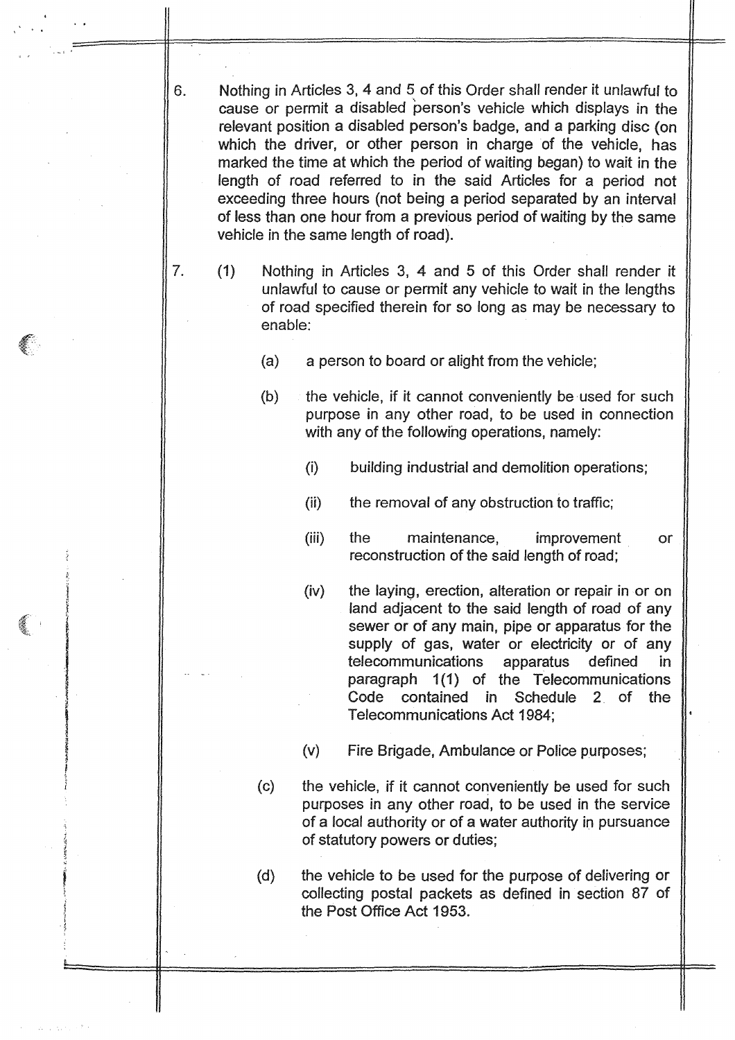6. Nothing in Articles 3, 4 and 5 of this Order shall render it unlawful to cause or permit a disabled person's vehicle which displays in the relevant position a disabled person's badge, and a parking disc (on which the driver, or other person in charge of the vehicle, has marked the time at which the period of waiting began) to wait in the length of road referred to in the said Articles for a period not exceeding three hours (not being a period separated by an interval of less than one hour from a previous period of waiting by the same vehicle in the same length of road).

7. (1) Nothing in Articles 3, 4 and 5 of this Order shall render it unlawful to cause or permit any vehicle to wait in the lengths of road specified therein for so long as may be necessary to enable:

   (a) a person to board or alight from the vehicle;

   (b) the vehicle, if it cannot conveniently be used for such purpose in any other road, to be used in connection with any of the following operations, namely:

      (i) building industrial and demolition operations;

      (ii) the removal of any obstruction to traffic;

      (iii) the maintenance, improvement or reconstruction of the said length of road;

      (iv) the laying, erection, alteration or repair in or on land adjacent to the said length of road of any sewer or of any main, pipe or apparatus for the supply of gas, water or electricity or of any telecommunications apparatus defined in paragraph 1(1) of the Telecommunications Code contained in Schedule 2 of the Telecommunications Act 1984;

      (v) Fire Brigade, Ambulance or Police purposes;

   (c) the vehicle, if it cannot conveniently be used for such purposes in any other road, to be used in the service of a local authority or of a water authority in pursuance of statutory powers or duties;

   (d) the vehicle to be used for the purpose of delivering or collecting postal packets as defined in section 87 of the Post Office Act 1953.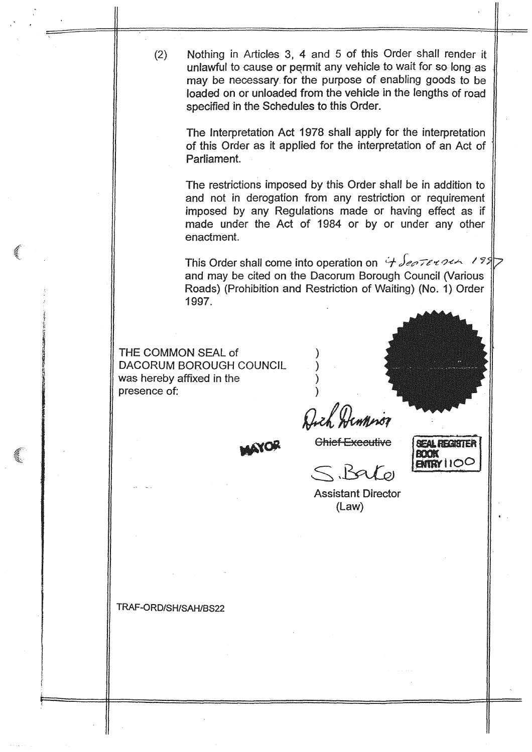(2) Nothing in Articles 3, 4 and 5 of this Order shall render it unlawful to cause or permit any vehicle to wait for so long as may be necessary for the purpose of enabling goods to be loaded on or unloaded from the vehicle in the lengths of road specified in the Schedules to this Order.

The Interpretation Act 1978 shall apply for the interpretation of this Order as it applied for the interpretation of an Act of Parliament.

The restrictions imposed by this Order shall be in addition to and not in derogation from any restriction or requirement imposed by any Regulations made or having effect as if made under the Act of 1984 or by or under any other enactment.

This Order shall come into operation on 4 September 1997 and may be cited on the Dacorum Borough Council (Various Roads) (Prohibition and Restriction of Waiting) (No. 1) Order 1997.

THE COMMON SEAL of )
DACORUM BOROUGH COUNCIL )
was hereby affixed in the )
presence of: )

MAYOR

~~Chief Executive~~

SEAL REGISTER BOOK ENTRY 1100

Assistant Director (Law)

TRAF-ORD/SH/SAH/BS22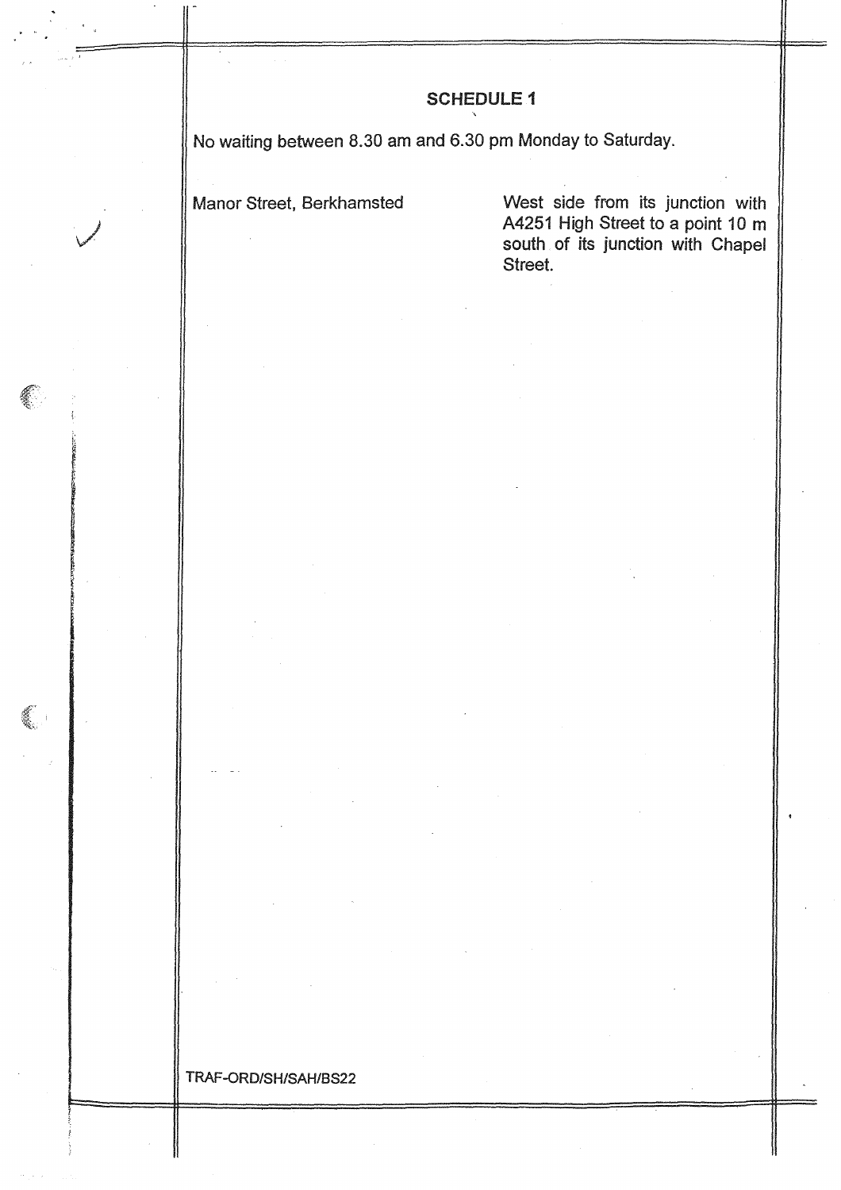## SCHEDULE 1

No waiting between 8.30 am and 6.30 pm Monday to Saturday.

| | |
|---|---|
| Manor Street, Berkhamsted | West side from its junction with A4251 High Street to a point 10 m south of its junction with Chapel Street. |

TRAF-ORD/SH/SAH/BS22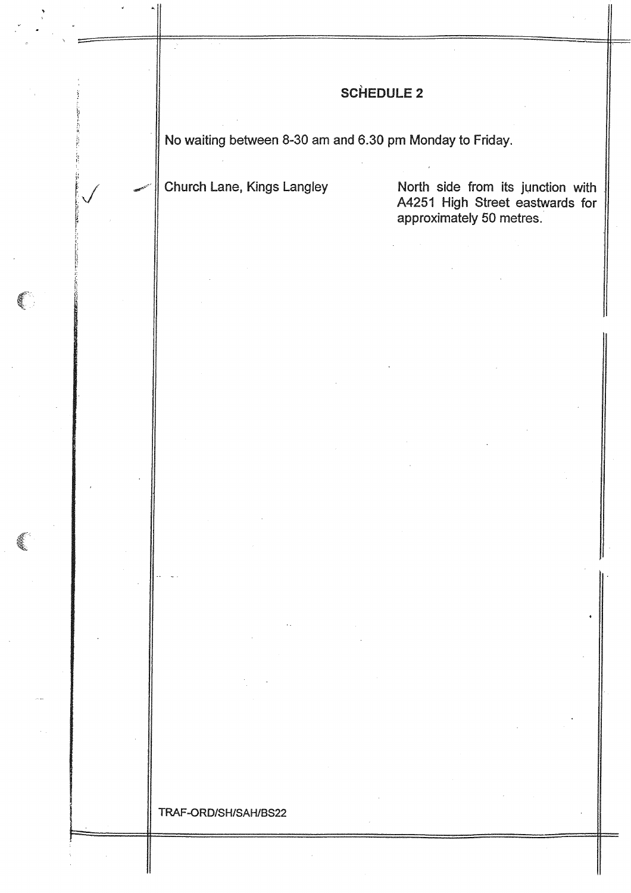## SCHEDULE 2

No waiting between 8-30 am and 6.30 pm Monday to Friday.

| | |
|---|---|
| Church Lane, Kings Langley | North side from its junction with A4251 High Street eastwards for approximately 50 metres. |

TRAF-ORD/SH/SAH/BS22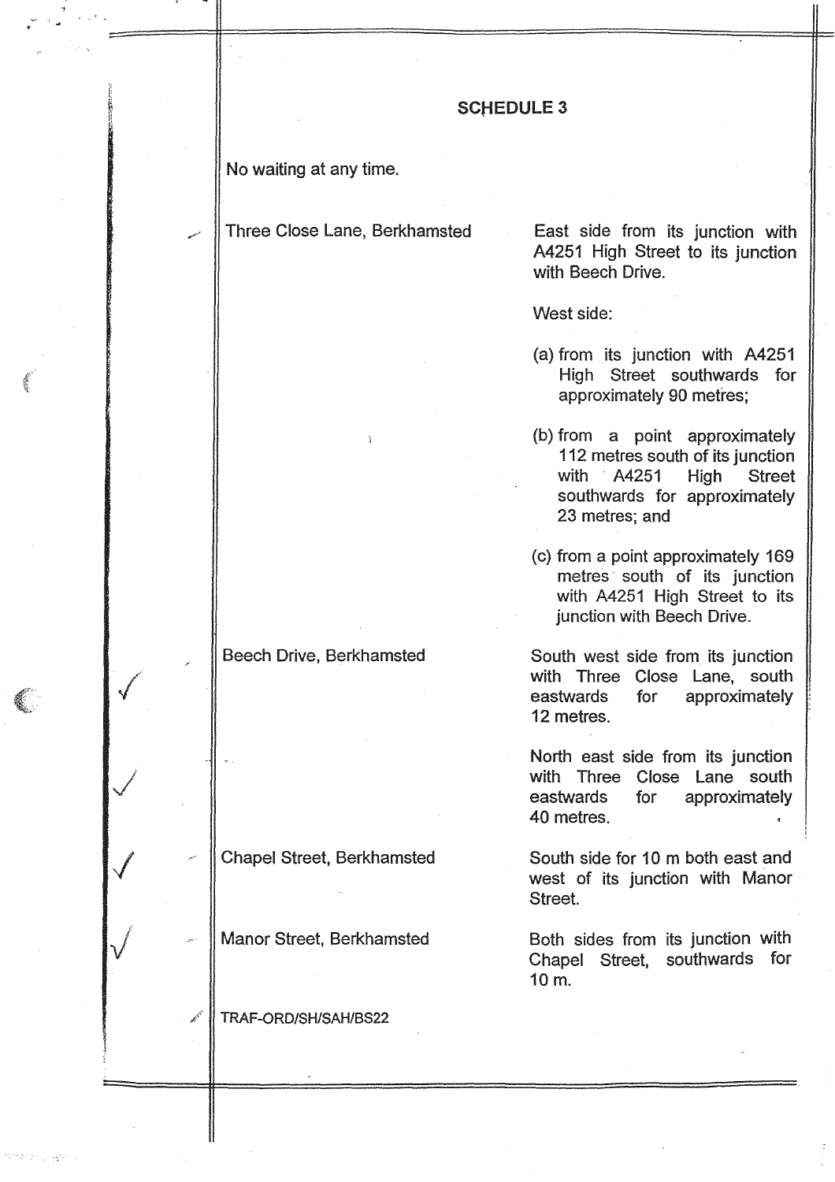## SCHEDULE 3

No waiting at any time.

| | |
|---|---|
| Three Close Lane, Berkhamsted | East side from its junction with A4251 High Street to its junction with Beech Drive.<br><br>West side:<br><br>(a) from its junction with A4251 High Street southwards for approximately 90 metres;<br><br>(b) from a point approximately 112 metres south of its junction with A4251 High Street southwards for approximately 23 metres; and<br><br>(c) from a point approximately 169 metres south of its junction with A4251 High Street to its junction with Beech Drive. |
| Beech Drive, Berkhamsted | South west side from its junction with Three Close Lane, south eastwards for approximately 12 metres.<br><br>North east side from its junction with Three Close Lane south eastwards for approximately 40 metres. |
| Chapel Street, Berkhamsted | South side for 10 m both east and west of its junction with Manor Street. |
| Manor Street, Berkhamsted | Both sides from its junction with Chapel Street, southwards for 10 m. |

TRAF-ORD/SH/SAH/BS22